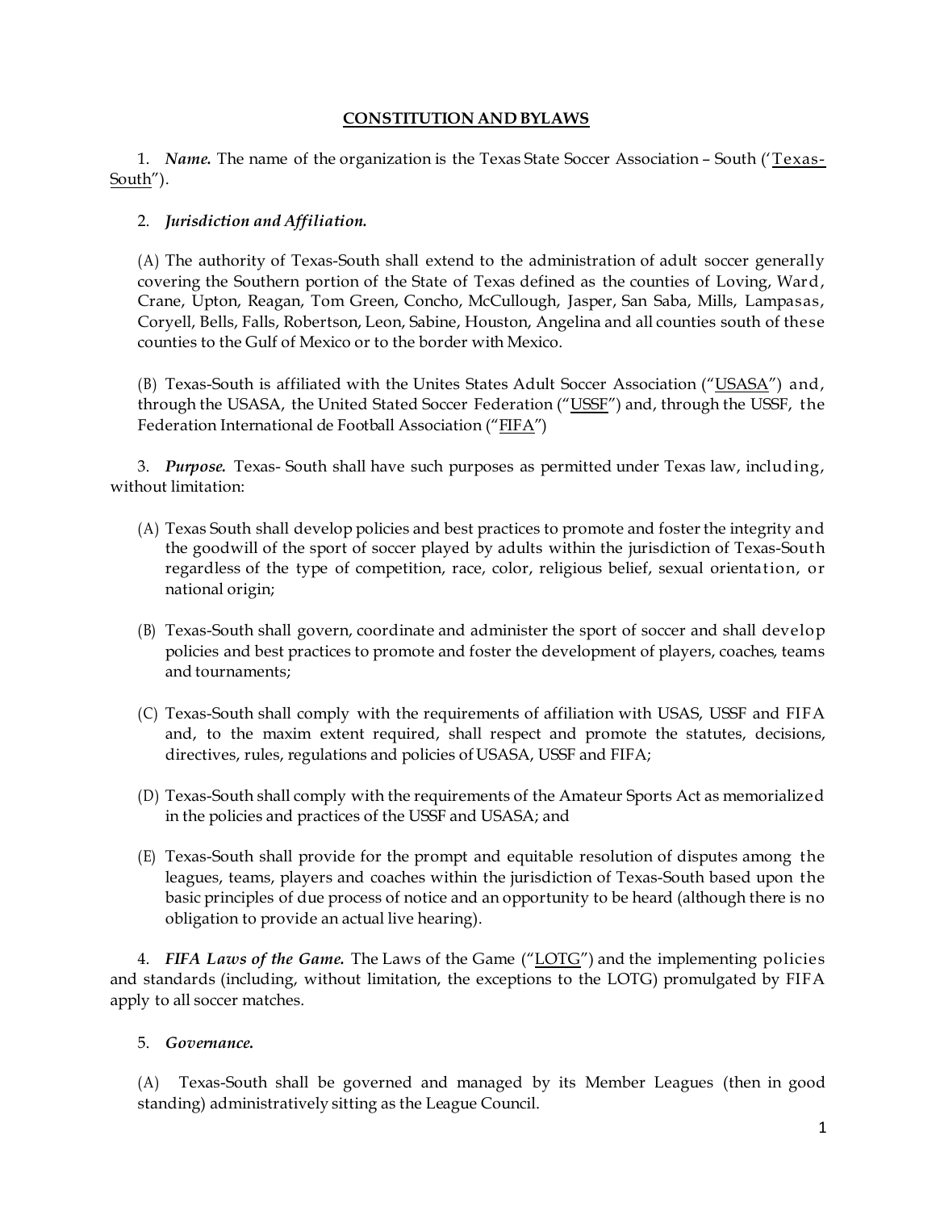# CONSTITUTION AND BYLAWS

1. ***Name.*** The name of the organization is the Texas State Soccer Association – South ('Texas-South").

2. ***Jurisdiction and Affiliation.***

(A) The authority of Texas-South shall extend to the administration of adult soccer generally covering the Southern portion of the State of Texas defined as the counties of Loving, Ward, Crane, Upton, Reagan, Tom Green, Concho, McCullough, Jasper, San Saba, Mills, Lampasas, Coryell, Bells, Falls, Robertson, Leon, Sabine, Houston, Angelina and all counties south of these counties to the Gulf of Mexico or to the border with Mexico.

(B) Texas-South is affiliated with the Unites States Adult Soccer Association ("USASA") and, through the USASA, the United Stated Soccer Federation ("USSF") and, through the USSF, the Federation International de Football Association ("FIFA")

3. ***Purpose.*** Texas- South shall have such purposes as permitted under Texas law, including, without limitation:

(A) Texas South shall develop policies and best practices to promote and foster the integrity and the goodwill of the sport of soccer played by adults within the jurisdiction of Texas-South regardless of the type of competition, race, color, religious belief, sexual orientation, or national origin;

(B) Texas-South shall govern, coordinate and administer the sport of soccer and shall develop policies and best practices to promote and foster the development of players, coaches, teams and tournaments;

(C) Texas-South shall comply with the requirements of affiliation with USAS, USSF and FIFA and, to the maxim extent required, shall respect and promote the statutes, decisions, directives, rules, regulations and policies of USASA, USSF and FIFA;

(D) Texas-South shall comply with the requirements of the Amateur Sports Act as memorialized in the policies and practices of the USSF and USASA; and

(E) Texas-South shall provide for the prompt and equitable resolution of disputes among the leagues, teams, players and coaches within the jurisdiction of Texas-South based upon the basic principles of due process of notice and an opportunity to be heard (although there is no obligation to provide an actual live hearing).

4. ***FIFA Laws of the Game.*** The Laws of the Game ("LOTG") and the implementing policies and standards (including, without limitation, the exceptions to the LOTG) promulgated by FIFA apply to all soccer matches.

5. ***Governance.***

(A) Texas-South shall be governed and managed by its Member Leagues (then in good standing) administratively sitting as the League Council.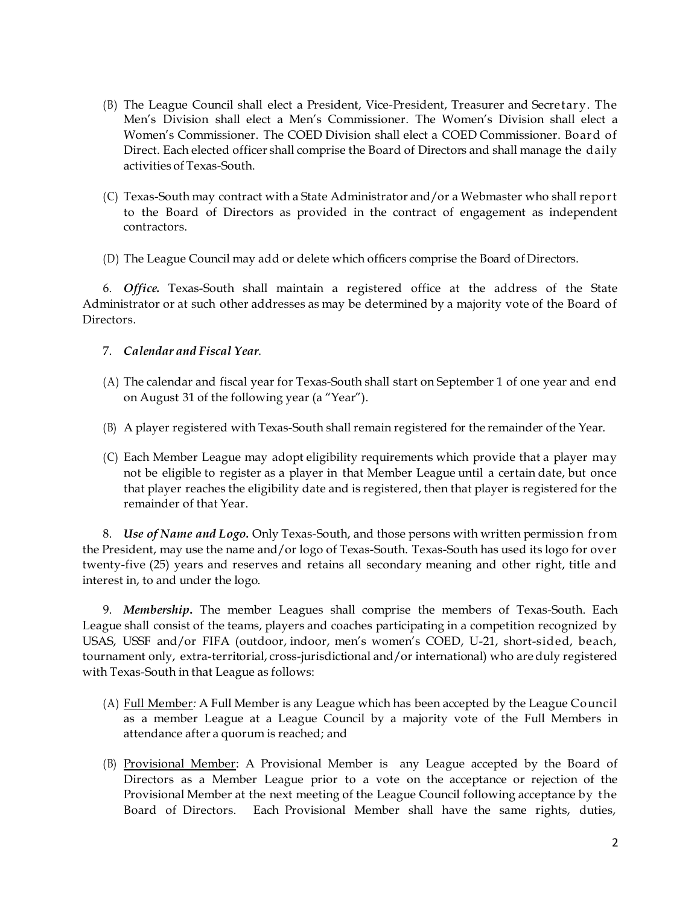(B) The League Council shall elect a President, Vice-President, Treasurer and Secretary. The Men's Division shall elect a Men's Commissioner. The Women's Division shall elect a Women's Commissioner. The COED Division shall elect a COED Commissioner. Board of Direct. Each elected officer shall comprise the Board of Directors and shall manage the daily activities of Texas-South.

(C) Texas-South may contract with a State Administrator and/or a Webmaster who shall report to the Board of Directors as provided in the contract of engagement as independent contractors.

(D) The League Council may add or delete which officers comprise the Board of Directors.

6. ***Office.*** Texas-South shall maintain a registered office at the address of the State Administrator or at such other addresses as may be determined by a majority vote of the Board of Directors.

7. ***Calendar and Fiscal Year***.

(A) The calendar and fiscal year for Texas-South shall start on September 1 of one year and end on August 31 of the following year (a "Year").

(B) A player registered with Texas-South shall remain registered for the remainder of the Year.

(C) Each Member League may adopt eligibility requirements which provide that a player may not be eligible to register as a player in that Member League until a certain date, but once that player reaches the eligibility date and is registered, then that player is registered for the remainder of that Year.

8. ***Use of Name and Logo.*** Only Texas-South, and those persons with written permission from the President, may use the name and/or logo of Texas-South. Texas-South has used its logo for over twenty-five (25) years and reserves and retains all secondary meaning and other right, title and interest in, to and under the logo.

9. ***Membership***. The member Leagues shall comprise the members of Texas-South. Each League shall consist of the teams, players and coaches participating in a competition recognized by USAS, USSF and/or FIFA (outdoor, indoor, men's women's COED, U-21, short-sided, beach, tournament only, extra-territorial, cross-jurisdictional and/or international) who are duly registered with Texas-South in that League as follows:

(A) <u>Full Member</u>*:* A Full Member is any League which has been accepted by the League Council as a member League at a League Council by a majority vote of the Full Members in attendance after a quorum is reached; and

(B) <u>Provisional Member</u>: A Provisional Member is any League accepted by the Board of Directors as a Member League prior to a vote on the acceptance or rejection of the Provisional Member at the next meeting of the League Council following acceptance by the Board of Directors. Each Provisional Member shall have the same rights, duties,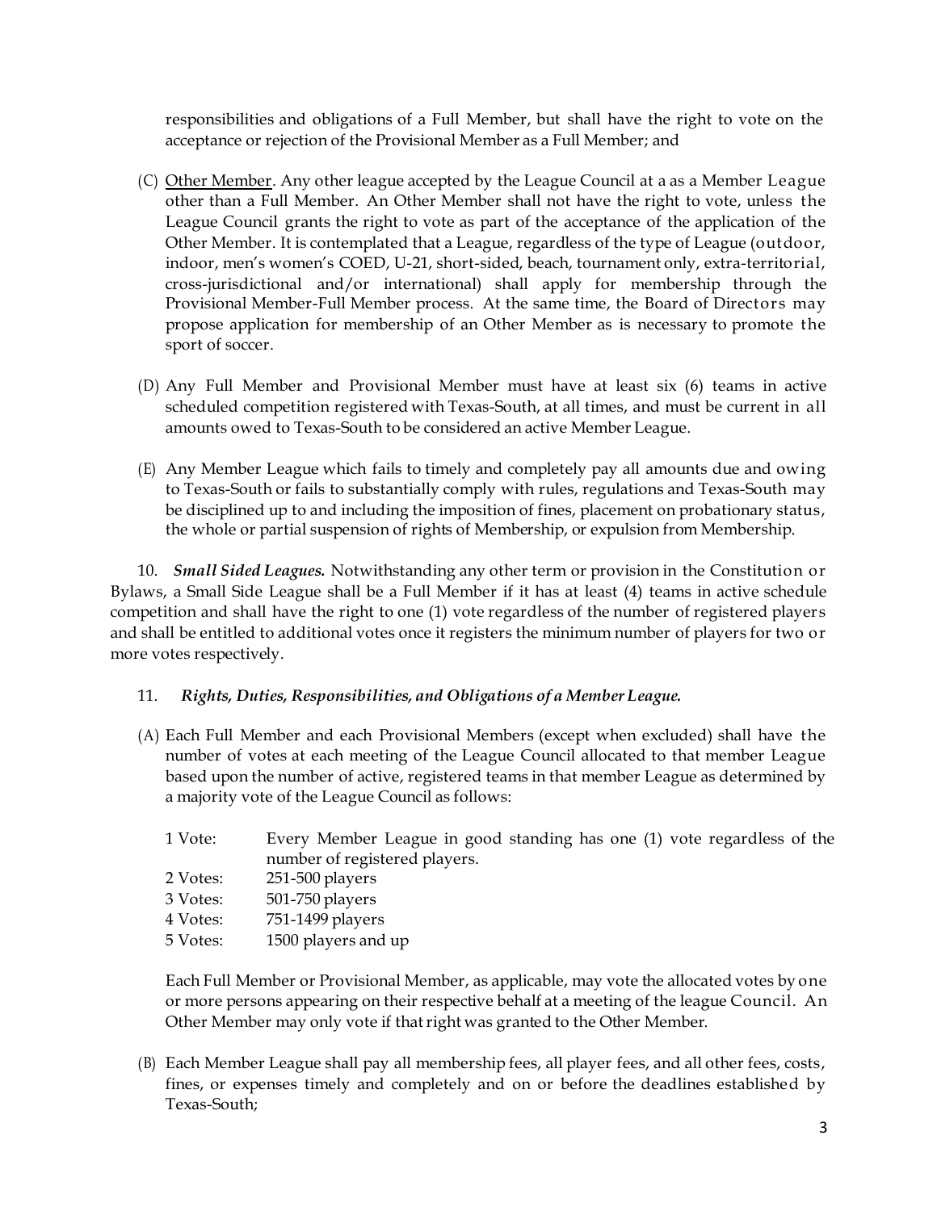responsibilities and obligations of a Full Member, but shall have the right to vote on the acceptance or rejection of the Provisional Member as a Full Member; and

(C) Other Member. Any other league accepted by the League Council at a as a Member League other than a Full Member. An Other Member shall not have the right to vote, unless the League Council grants the right to vote as part of the acceptance of the application of the Other Member. It is contemplated that a League, regardless of the type of League (outdoor, indoor, men's women's COED, U-21, short-sided, beach, tournament only, extra-territorial, cross-jurisdictional and/or international) shall apply for membership through the Provisional Member-Full Member process. At the same time, the Board of Directors may propose application for membership of an Other Member as is necessary to promote the sport of soccer.

(D) Any Full Member and Provisional Member must have at least six (6) teams in active scheduled competition registered with Texas-South, at all times, and must be current in all amounts owed to Texas-South to be considered an active Member League.

(E) Any Member League which fails to timely and completely pay all amounts due and owing to Texas-South or fails to substantially comply with rules, regulations and Texas-South may be disciplined up to and including the imposition of fines, placement on probationary status, the whole or partial suspension of rights of Membership, or expulsion from Membership.

10. ***Small Sided Leagues.*** Notwithstanding any other term or provision in the Constitution or Bylaws, a Small Side League shall be a Full Member if it has at least (4) teams in active schedule competition and shall have the right to one (1) vote regardless of the number of registered players and shall be entitled to additional votes once it registers the minimum number of players for two or more votes respectively.

11. ***Rights, Duties, Responsibilities, and Obligations of a Member League.***

(A) Each Full Member and each Provisional Members (except when excluded) shall have the number of votes at each meeting of the League Council allocated to that member League based upon the number of active, registered teams in that member League as determined by a majority vote of the League Council as follows:

| | |
|---|---|
| 1 Vote: | Every Member League in good standing has one (1) vote regardless of the number of registered players. |
| 2 Votes: | 251-500 players |
| 3 Votes: | 501-750 players |
| 4 Votes: | 751-1499 players |
| 5 Votes: | 1500 players and up |

Each Full Member or Provisional Member, as applicable, may vote the allocated votes by one or more persons appearing on their respective behalf at a meeting of the league Council. An Other Member may only vote if that right was granted to the Other Member.

(B) Each Member League shall pay all membership fees, all player fees, and all other fees, costs, fines, or expenses timely and completely and on or before the deadlines established by Texas-South;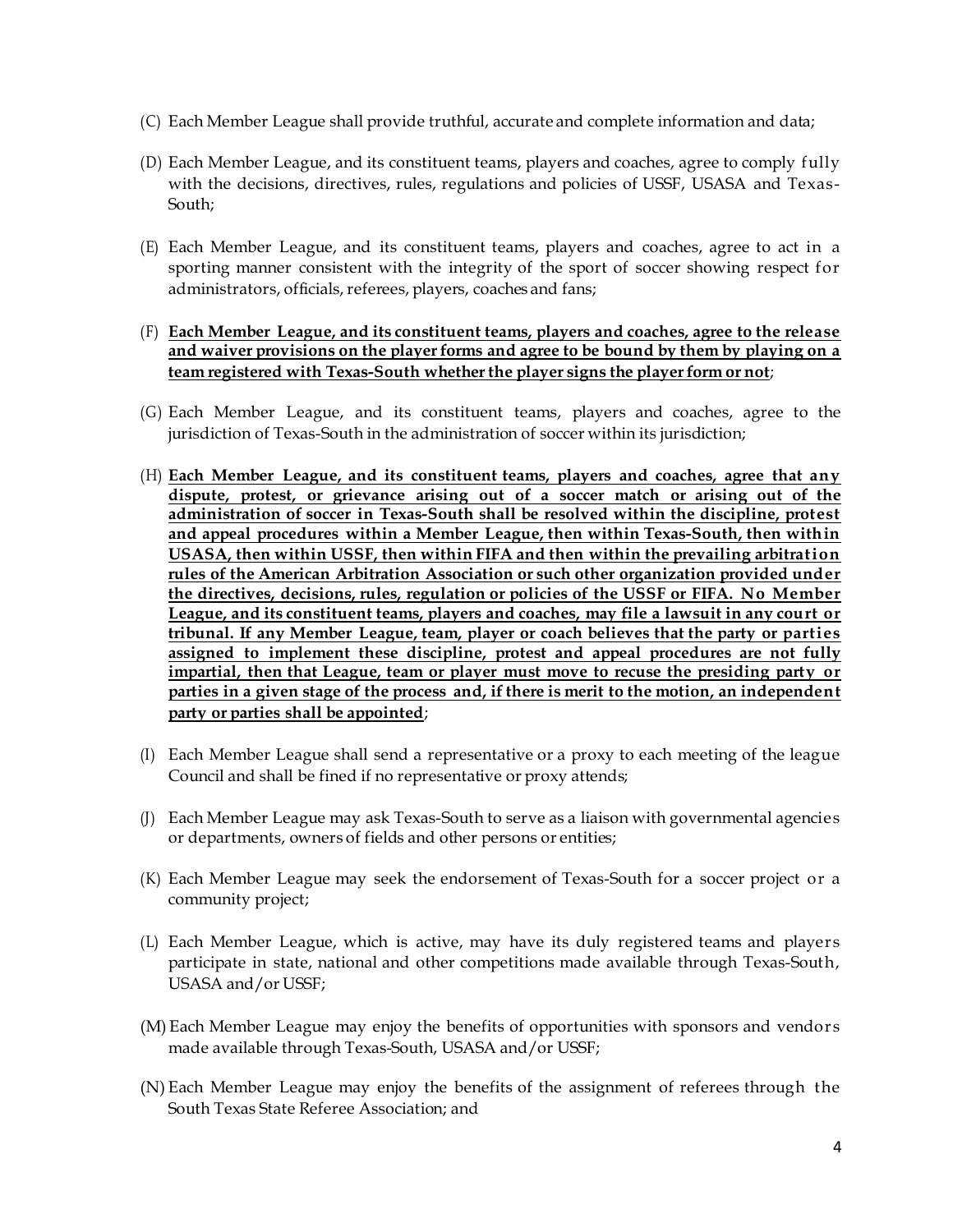(C) Each Member League shall provide truthful, accurate and complete information and data;

(D) Each Member League, and its constituent teams, players and coaches, agree to comply fully with the decisions, directives, rules, regulations and policies of USSF, USASA and Texas-South;

(E) Each Member League, and its constituent teams, players and coaches, agree to act in a sporting manner consistent with the integrity of the sport of soccer showing respect for administrators, officials, referees, players, coaches and fans;

(F) **<u>Each Member League, and its constituent teams, players and coaches, agree to the release and waiver provisions on the player forms and agree to be bound by them by playing on a team registered with Texas-South whether the player signs the player form or not</u>**;

(G) Each Member League, and its constituent teams, players and coaches, agree to the jurisdiction of Texas-South in the administration of soccer within its jurisdiction;

(H) **<u>Each Member League, and its constituent teams, players and coaches, agree that any dispute, protest, or grievance arising out of a soccer match or arising out of the administration of soccer in Texas-South shall be resolved within the discipline, protest and appeal procedures within a Member League, then within Texas-South, then within USASA, then within USSF, then within FIFA and then within the prevailing arbitration rules of the American Arbitration Association or such other organization provided under the directives, decisions, rules, regulation or policies of the USSF or FIFA. No Member League, and its constituent teams, players and coaches, may file a lawsuit in any court or tribunal. If any Member League, team, player or coach believes that the party or parties assigned to implement these discipline, protest and appeal procedures are not fully impartial, then that League, team or player must move to recuse the presiding party or parties in a given stage of the process and, if there is merit to the motion, an independent party or parties shall be appointed</u>**;

(I) Each Member League shall send a representative or a proxy to each meeting of the league Council and shall be fined if no representative or proxy attends;

(J) Each Member League may ask Texas-South to serve as a liaison with governmental agencies or departments, owners of fields and other persons or entities;

(K) Each Member League may seek the endorsement of Texas-South for a soccer project or a community project;

(L) Each Member League, which is active, may have its duly registered teams and players participate in state, national and other competitions made available through Texas-South, USASA and/or USSF;

(M) Each Member League may enjoy the benefits of opportunities with sponsors and vendors made available through Texas-South, USASA and/or USSF;

(N) Each Member League may enjoy the benefits of the assignment of referees through the South Texas State Referee Association; and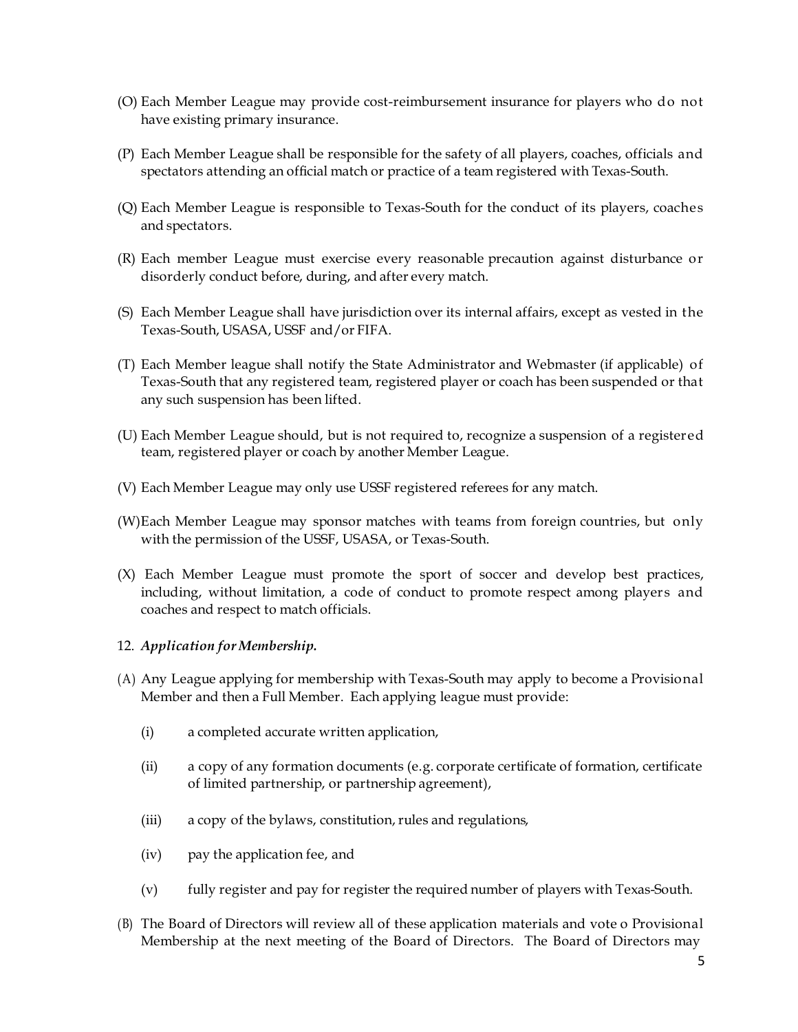(O) Each Member League may provide cost-reimbursement insurance for players who do not have existing primary insurance.

(P) Each Member League shall be responsible for the safety of all players, coaches, officials and spectators attending an official match or practice of a team registered with Texas-South.

(Q) Each Member League is responsible to Texas-South for the conduct of its players, coaches and spectators.

(R) Each member League must exercise every reasonable precaution against disturbance or disorderly conduct before, during, and after every match.

(S) Each Member League shall have jurisdiction over its internal affairs, except as vested in the Texas-South, USASA, USSF and/or FIFA.

(T) Each Member league shall notify the State Administrator and Webmaster (if applicable) of Texas-South that any registered team, registered player or coach has been suspended or that any such suspension has been lifted.

(U) Each Member League should, but is not required to, recognize a suspension of a registered team, registered player or coach by another Member League.

(V) Each Member League may only use USSF registered referees for any match.

(W) Each Member League may sponsor matches with teams from foreign countries, but only with the permission of the USSF, USASA, or Texas-South.

(X) Each Member League must promote the sport of soccer and develop best practices, including, without limitation, a code of conduct to promote respect among players and coaches and respect to match officials.

12. ***Application for Membership.***

(A) Any League applying for membership with Texas-South may apply to become a Provisional Member and then a Full Member. Each applying league must provide:

   (i) a completed accurate written application,

   (ii) a copy of any formation documents (e.g. corporate certificate of formation, certificate of limited partnership, or partnership agreement),

   (iii) a copy of the bylaws, constitution, rules and regulations,

   (iv) pay the application fee, and

   (v) fully register and pay for register the required number of players with Texas-South.

(B) The Board of Directors will review all of these application materials and vote o Provisional Membership at the next meeting of the Board of Directors. The Board of Directors may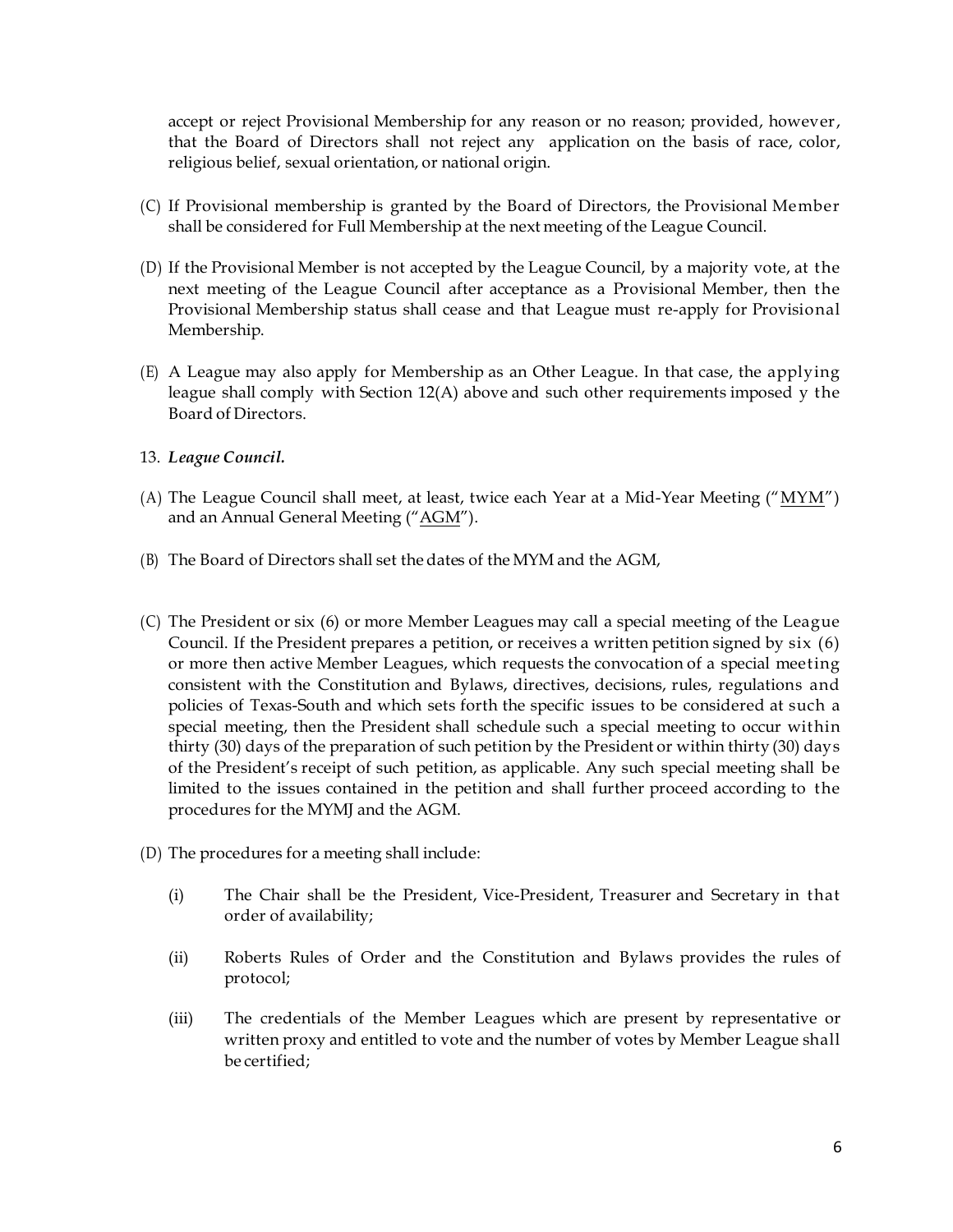accept or reject Provisional Membership for any reason or no reason; provided, however, that the Board of Directors shall not reject any application on the basis of race, color, religious belief, sexual orientation, or national origin.

(C) If Provisional membership is granted by the Board of Directors, the Provisional Member shall be considered for Full Membership at the next meeting of the League Council.

(D) If the Provisional Member is not accepted by the League Council, by a majority vote, at the next meeting of the League Council after acceptance as a Provisional Member, then the Provisional Membership status shall cease and that League must re-apply for Provisional Membership.

(E) A League may also apply for Membership as an Other League. In that case, the applying league shall comply with Section 12(A) above and such other requirements imposed y the Board of Directors.

13. ***League Council.***

(A) The League Council shall meet, at least, twice each Year at a Mid-Year Meeting ("MYM") and an Annual General Meeting ("AGM").

(B) The Board of Directors shall set the dates of the MYM and the AGM,

(C) The President or six (6) or more Member Leagues may call a special meeting of the League Council. If the President prepares a petition, or receives a written petition signed by six (6) or more then active Member Leagues, which requests the convocation of a special meeting consistent with the Constitution and Bylaws, directives, decisions, rules, regulations and policies of Texas-South and which sets forth the specific issues to be considered at such a special meeting, then the President shall schedule such a special meeting to occur within thirty (30) days of the preparation of such petition by the President or within thirty (30) days of the President's receipt of such petition, as applicable. Any such special meeting shall be limited to the issues contained in the petition and shall further proceed according to the procedures for the MYMJ and the AGM.

(D) The procedures for a meeting shall include:

   (i) The Chair shall be the President, Vice-President, Treasurer and Secretary in that order of availability;

   (ii) Roberts Rules of Order and the Constitution and Bylaws provides the rules of protocol;

   (iii) The credentials of the Member Leagues which are present by representative or written proxy and entitled to vote and the number of votes by Member League shall be certified;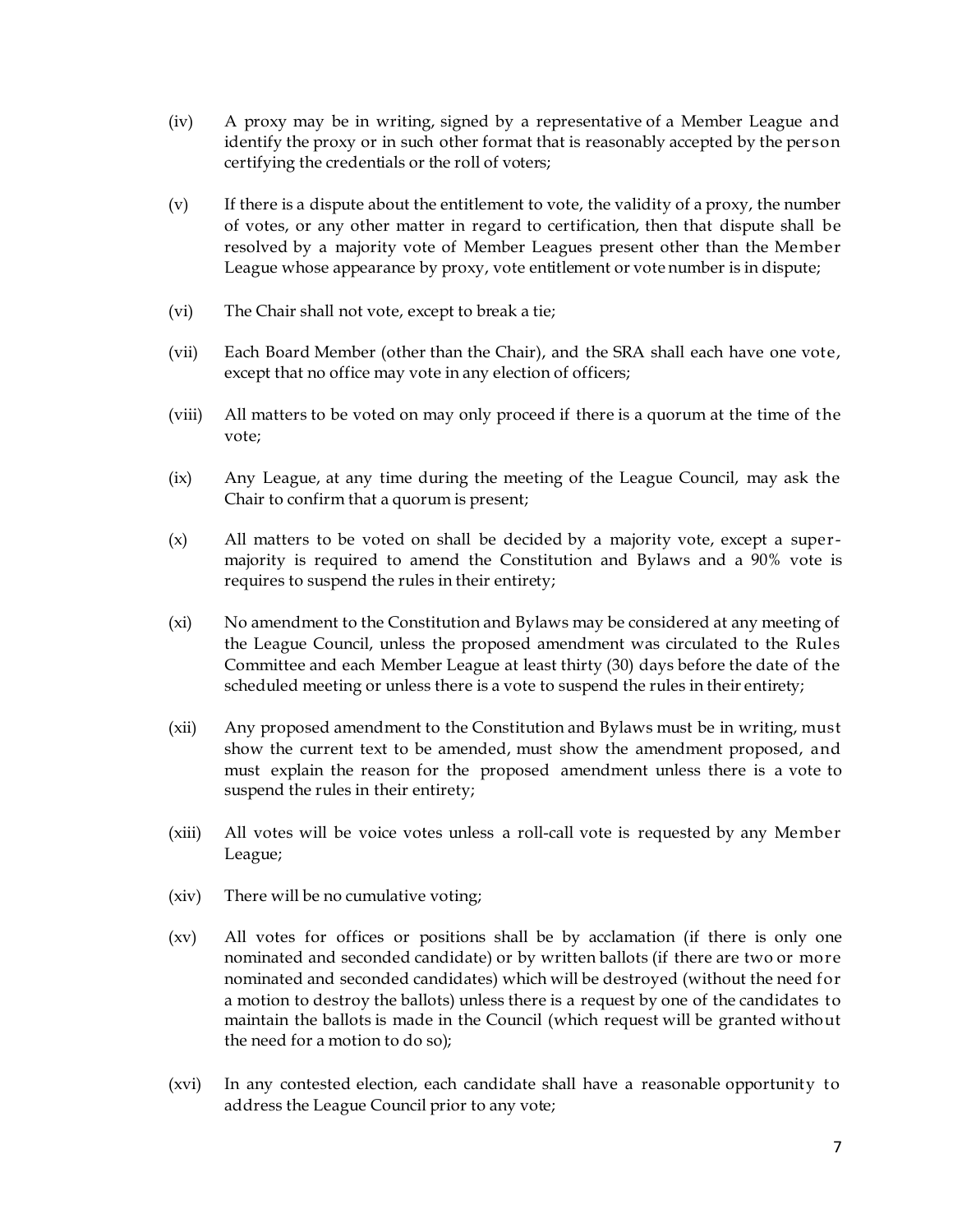(iv) A proxy may be in writing, signed by a representative of a Member League and identify the proxy or in such other format that is reasonably accepted by the person certifying the credentials or the roll of voters;

(v) If there is a dispute about the entitlement to vote, the validity of a proxy, the number of votes, or any other matter in regard to certification, then that dispute shall be resolved by a majority vote of Member Leagues present other than the Member League whose appearance by proxy, vote entitlement or vote number is in dispute;

(vi) The Chair shall not vote, except to break a tie;

(vii) Each Board Member (other than the Chair), and the SRA shall each have one vote, except that no office may vote in any election of officers;

(viii) All matters to be voted on may only proceed if there is a quorum at the time of the vote;

(ix) Any League, at any time during the meeting of the League Council, may ask the Chair to confirm that a quorum is present;

(x) All matters to be voted on shall be decided by a majority vote, except a super-majority is required to amend the Constitution and Bylaws and a 90% vote is requires to suspend the rules in their entirety;

(xi) No amendment to the Constitution and Bylaws may be considered at any meeting of the League Council, unless the proposed amendment was circulated to the Rules Committee and each Member League at least thirty (30) days before the date of the scheduled meeting or unless there is a vote to suspend the rules in their entirety;

(xii) Any proposed amendment to the Constitution and Bylaws must be in writing, must show the current text to be amended, must show the amendment proposed, and must explain the reason for the proposed amendment unless there is a vote to suspend the rules in their entirety;

(xiii) All votes will be voice votes unless a roll-call vote is requested by any Member League;

(xiv) There will be no cumulative voting;

(xv) All votes for offices or positions shall be by acclamation (if there is only one nominated and seconded candidate) or by written ballots (if there are two or more nominated and seconded candidates) which will be destroyed (without the need for a motion to destroy the ballots) unless there is a request by one of the candidates to maintain the ballots is made in the Council (which request will be granted without the need for a motion to do so);

(xvi) In any contested election, each candidate shall have a reasonable opportunity to address the League Council prior to any vote;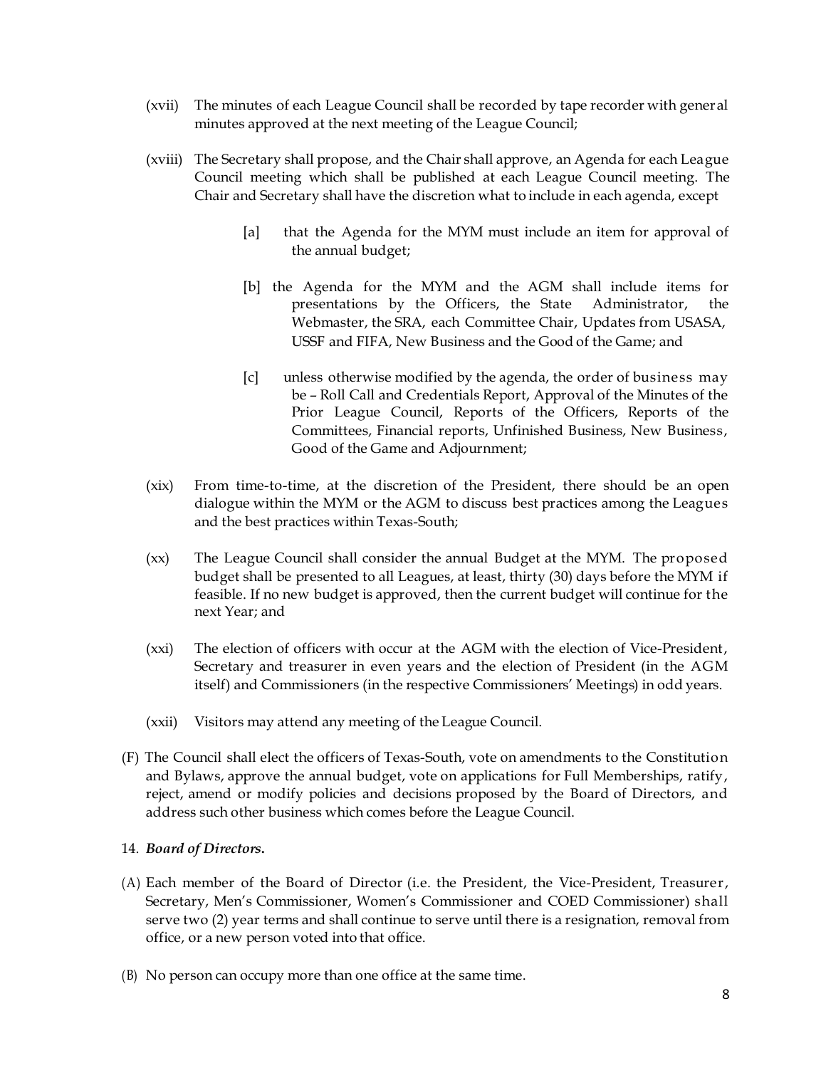(xvii) The minutes of each League Council shall be recorded by tape recorder with general minutes approved at the next meeting of the League Council;

(xviii) The Secretary shall propose, and the Chair shall approve, an Agenda for each League Council meeting which shall be published at each League Council meeting. The Chair and Secretary shall have the discretion what to include in each agenda, except

> [a] that the Agenda for the MYM must include an item for approval of the annual budget;
>
> [b] the Agenda for the MYM and the AGM shall include items for presentations by the Officers, the State Administrator, the Webmaster, the SRA, each Committee Chair, Updates from USASA, USSF and FIFA, New Business and the Good of the Game; and
>
> [c] unless otherwise modified by the agenda, the order of business may be – Roll Call and Credentials Report, Approval of the Minutes of the Prior League Council, Reports of the Officers, Reports of the Committees, Financial reports, Unfinished Business, New Business, Good of the Game and Adjournment;

(xix) From time-to-time, at the discretion of the President, there should be an open dialogue within the MYM or the AGM to discuss best practices among the Leagues and the best practices within Texas-South;

(xx) The League Council shall consider the annual Budget at the MYM. The proposed budget shall be presented to all Leagues, at least, thirty (30) days before the MYM if feasible. If no new budget is approved, then the current budget will continue for the next Year; and

(xxi) The election of officers with occur at the AGM with the election of Vice-President, Secretary and treasurer in even years and the election of President (in the AGM itself) and Commissioners (in the respective Commissioners' Meetings) in odd years.

(xxii) Visitors may attend any meeting of the League Council.

(F) The Council shall elect the officers of Texas-South, vote on amendments to the Constitution and Bylaws, approve the annual budget, vote on applications for Full Memberships, ratify, reject, amend or modify policies and decisions proposed by the Board of Directors, and address such other business which comes before the League Council.

14. ***Board of Directors.***

(A) Each member of the Board of Director (i.e. the President, the Vice-President, Treasurer, Secretary, Men's Commissioner, Women's Commissioner and COED Commissioner) shall serve two (2) year terms and shall continue to serve until there is a resignation, removal from office, or a new person voted into that office.

(B) No person can occupy more than one office at the same time.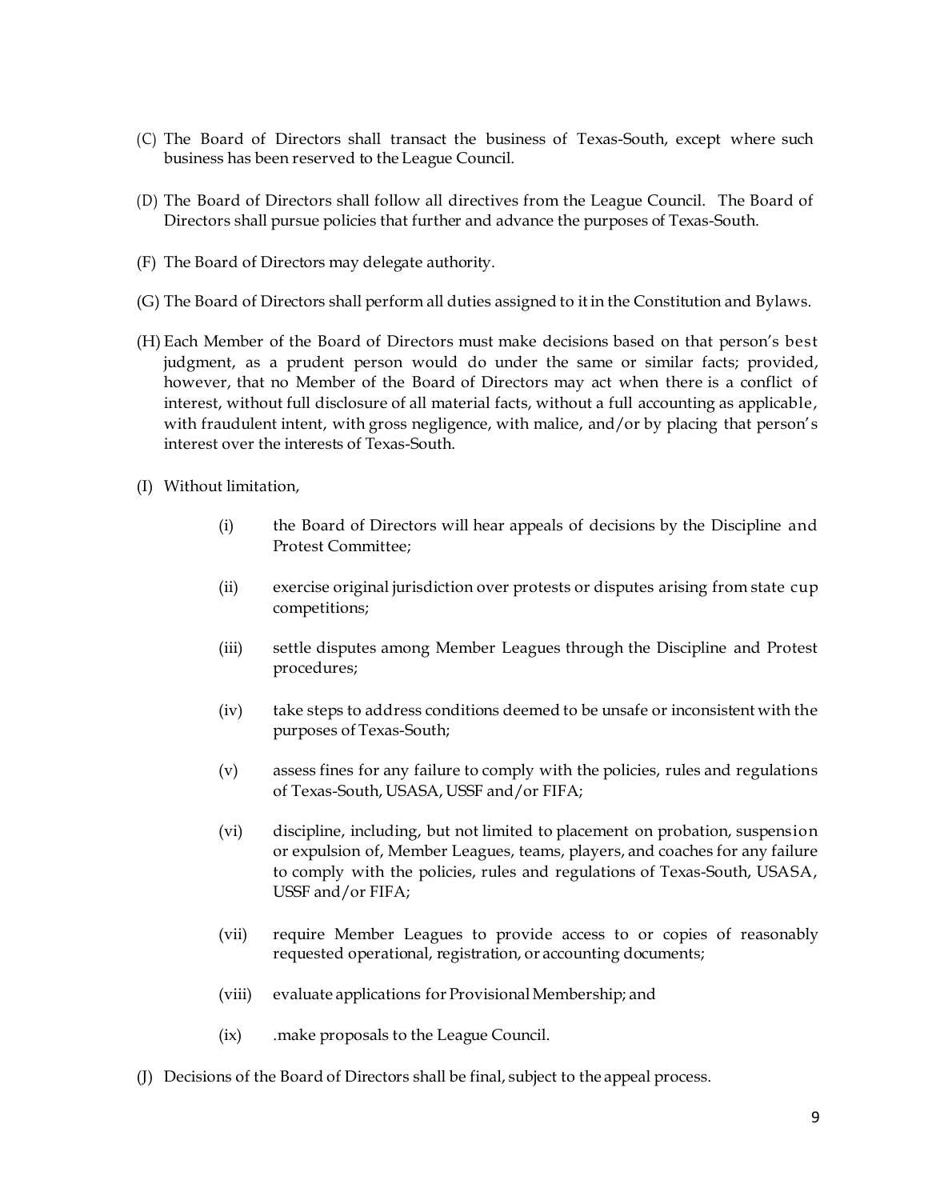(C) The Board of Directors shall transact the business of Texas-South, except where such business has been reserved to the League Council.

(D) The Board of Directors shall follow all directives from the League Council. The Board of Directors shall pursue policies that further and advance the purposes of Texas-South.

(F) The Board of Directors may delegate authority.

(G) The Board of Directors shall perform all duties assigned to it in the Constitution and Bylaws.

(H) Each Member of the Board of Directors must make decisions based on that person's best judgment, as a prudent person would do under the same or similar facts; provided, however, that no Member of the Board of Directors may act when there is a conflict of interest, without full disclosure of all material facts, without a full accounting as applicable, with fraudulent intent, with gross negligence, with malice, and/or by placing that person's interest over the interests of Texas-South.

(I) Without limitation,

- (i) the Board of Directors will hear appeals of decisions by the Discipline and Protest Committee;
- (ii) exercise original jurisdiction over protests or disputes arising from state cup competitions;
- (iii) settle disputes among Member Leagues through the Discipline and Protest procedures;
- (iv) take steps to address conditions deemed to be unsafe or inconsistent with the purposes of Texas-South;
- (v) assess fines for any failure to comply with the policies, rules and regulations of Texas-South, USASA, USSF and/or FIFA;
- (vi) discipline, including, but not limited to placement on probation, suspension or expulsion of, Member Leagues, teams, players, and coaches for any failure to comply with the policies, rules and regulations of Texas-South, USASA, USSF and/or FIFA;
- (vii) require Member Leagues to provide access to or copies of reasonably requested operational, registration, or accounting documents;
- (viii) evaluate applications for Provisional Membership; and
- (ix) .make proposals to the League Council.

(J) Decisions of the Board of Directors shall be final, subject to the appeal process.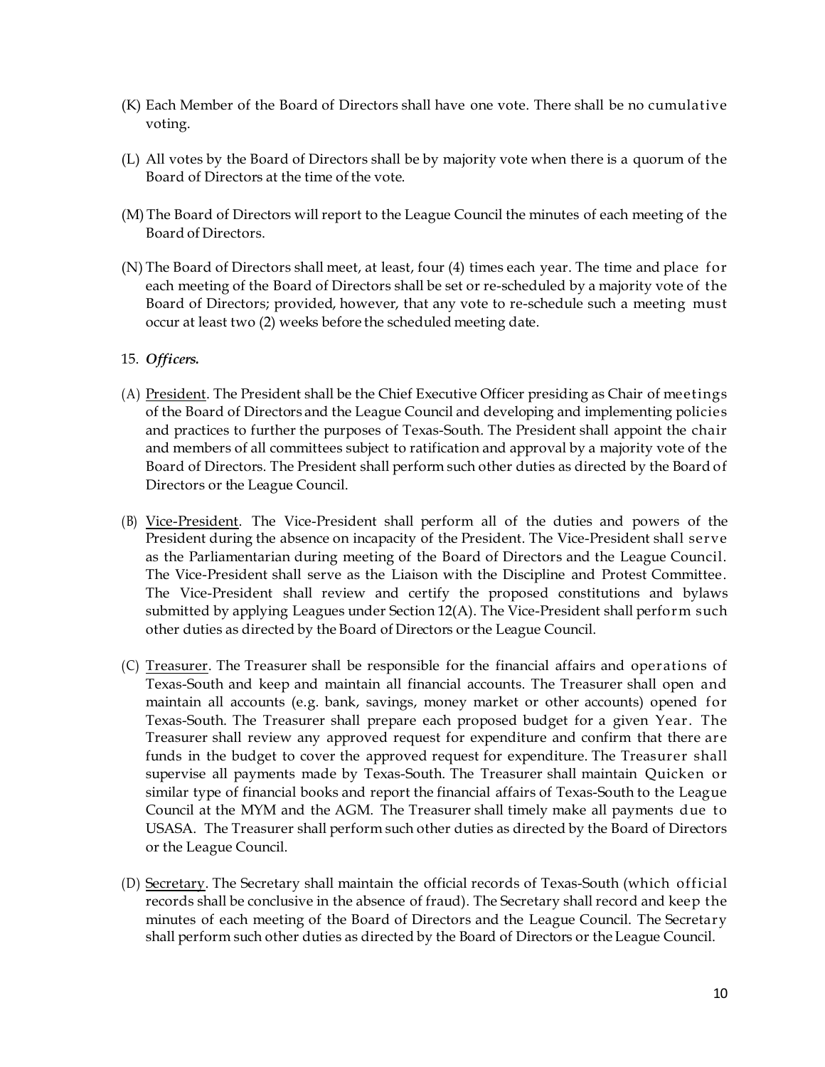(K) Each Member of the Board of Directors shall have one vote. There shall be no cumulative voting.

(L) All votes by the Board of Directors shall be by majority vote when there is a quorum of the Board of Directors at the time of the vote.

(M) The Board of Directors will report to the League Council the minutes of each meeting of the Board of Directors.

(N) The Board of Directors shall meet, at least, four (4) times each year. The time and place for each meeting of the Board of Directors shall be set or re-scheduled by a majority vote of the Board of Directors; provided, however, that any vote to re-schedule such a meeting must occur at least two (2) weeks before the scheduled meeting date.

15. ***Officers.***

(A) President. The President shall be the Chief Executive Officer presiding as Chair of meetings of the Board of Directors and the League Council and developing and implementing policies and practices to further the purposes of Texas-South. The President shall appoint the chair and members of all committees subject to ratification and approval by a majority vote of the Board of Directors. The President shall perform such other duties as directed by the Board of Directors or the League Council.

(B) Vice-President. The Vice-President shall perform all of the duties and powers of the President during the absence on incapacity of the President. The Vice-President shall serve as the Parliamentarian during meeting of the Board of Directors and the League Council. The Vice-President shall serve as the Liaison with the Discipline and Protest Committee. The Vice-President shall review and certify the proposed constitutions and bylaws submitted by applying Leagues under Section 12(A). The Vice-President shall perform such other duties as directed by the Board of Directors or the League Council.

(C) Treasurer. The Treasurer shall be responsible for the financial affairs and operations of Texas-South and keep and maintain all financial accounts. The Treasurer shall open and maintain all accounts (e.g. bank, savings, money market or other accounts) opened for Texas-South. The Treasurer shall prepare each proposed budget for a given Year. The Treasurer shall review any approved request for expenditure and confirm that there are funds in the budget to cover the approved request for expenditure. The Treasurer shall supervise all payments made by Texas-South. The Treasurer shall maintain Quicken or similar type of financial books and report the financial affairs of Texas-South to the League Council at the MYM and the AGM. The Treasurer shall timely make all payments due to USASA. The Treasurer shall perform such other duties as directed by the Board of Directors or the League Council.

(D) Secretary. The Secretary shall maintain the official records of Texas-South (which official records shall be conclusive in the absence of fraud). The Secretary shall record and keep the minutes of each meeting of the Board of Directors and the League Council. The Secretary shall perform such other duties as directed by the Board of Directors or the League Council.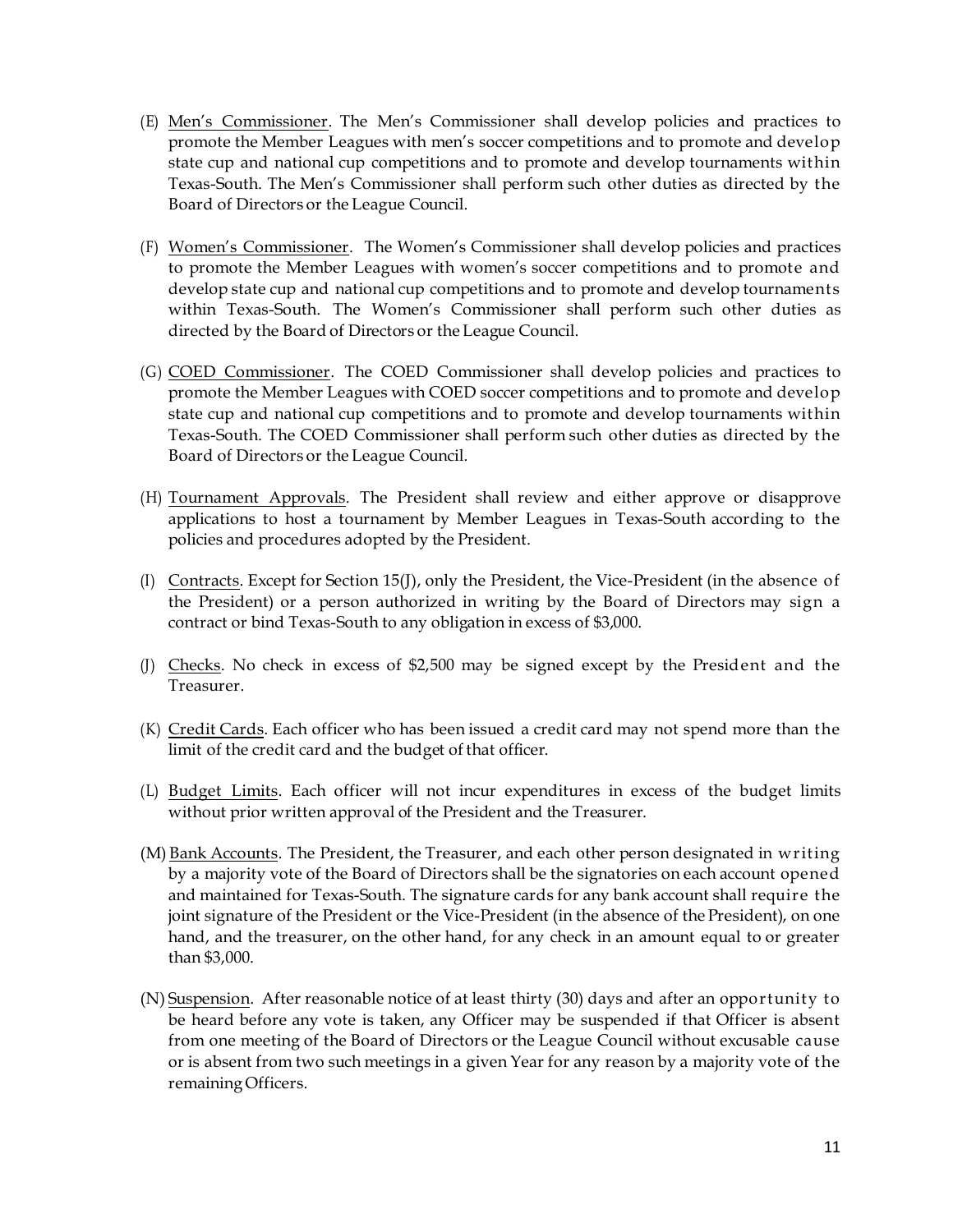(E) <u>Men's Commissioner</u>. The Men's Commissioner shall develop policies and practices to promote the Member Leagues with men's soccer competitions and to promote and develop state cup and national cup competitions and to promote and develop tournaments within Texas-South. The Men's Commissioner shall perform such other duties as directed by the Board of Directors or the League Council.

(F) <u>Women's Commissioner</u>. The Women's Commissioner shall develop policies and practices to promote the Member Leagues with women's soccer competitions and to promote and develop state cup and national cup competitions and to promote and develop tournaments within Texas-South. The Women's Commissioner shall perform such other duties as directed by the Board of Directors or the League Council.

(G) <u>COED Commissioner</u>. The COED Commissioner shall develop policies and practices to promote the Member Leagues with COED soccer competitions and to promote and develop state cup and national cup competitions and to promote and develop tournaments within Texas-South. The COED Commissioner shall perform such other duties as directed by the Board of Directors or the League Council.

(H) <u>Tournament Approvals</u>. The President shall review and either approve or disapprove applications to host a tournament by Member Leagues in Texas-South according to the policies and procedures adopted by the President.

(I) <u>Contracts</u>. Except for Section 15(J), only the President, the Vice-President (in the absence of the President) or a person authorized in writing by the Board of Directors may sign a contract or bind Texas-South to any obligation in excess of $3,000.

(J) <u>Checks</u>. No check in excess of $2,500 may be signed except by the President and the Treasurer.

(K) <u>Credit Cards</u>. Each officer who has been issued a credit card may not spend more than the limit of the credit card and the budget of that officer.

(L) <u>Budget Limits</u>. Each officer will not incur expenditures in excess of the budget limits without prior written approval of the President and the Treasurer.

(M) <u>Bank Accounts</u>. The President, the Treasurer, and each other person designated in writing by a majority vote of the Board of Directors shall be the signatories on each account opened and maintained for Texas-South. The signature cards for any bank account shall require the joint signature of the President or the Vice-President (in the absence of the President), on one hand, and the treasurer, on the other hand, for any check in an amount equal to or greater than $3,000.

(N) <u>Suspension</u>. After reasonable notice of at least thirty (30) days and after an opportunity to be heard before any vote is taken, any Officer may be suspended if that Officer is absent from one meeting of the Board of Directors or the League Council without excusable cause or is absent from two such meetings in a given Year for any reason by a majority vote of the remaining Officers.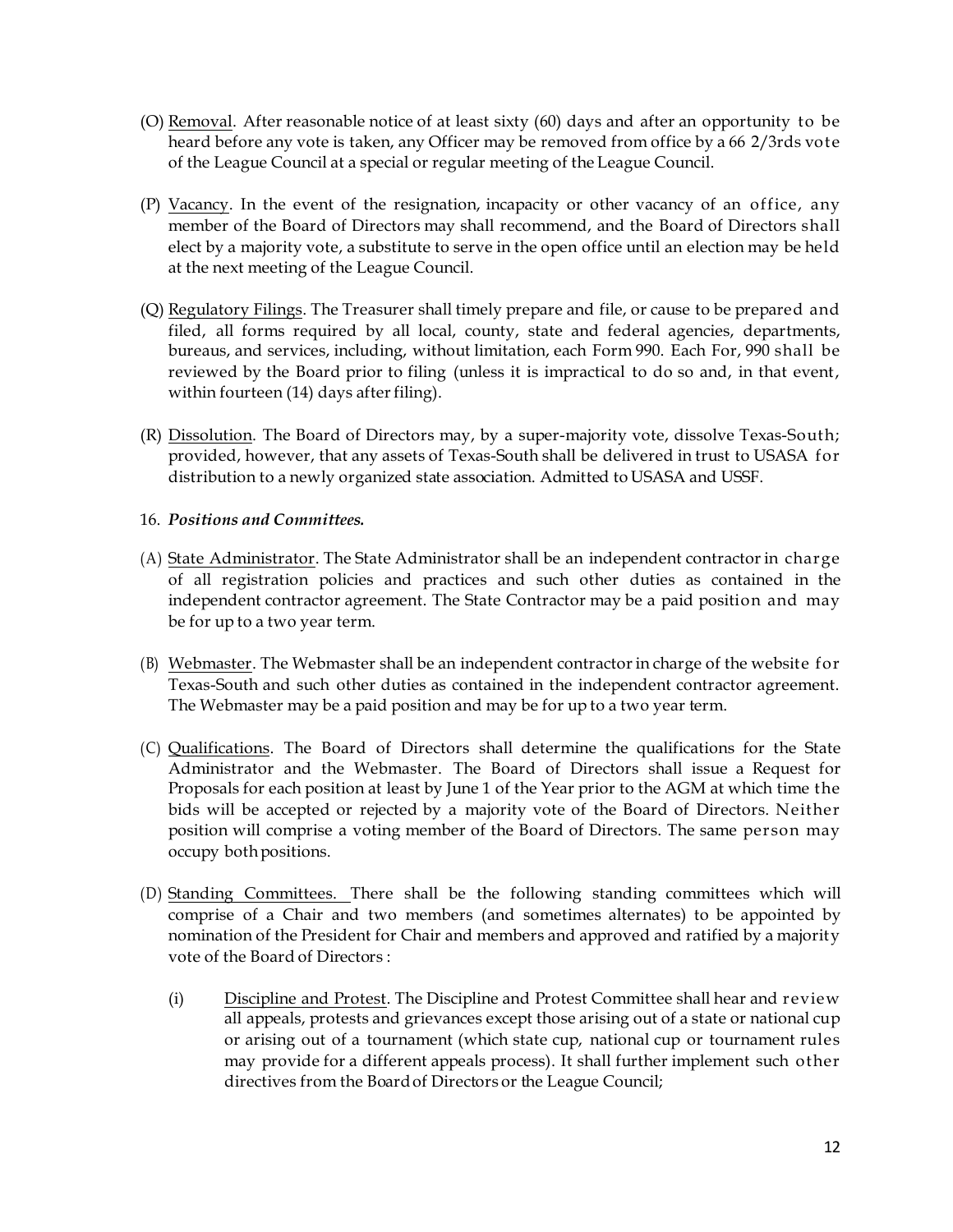(O) Removal. After reasonable notice of at least sixty (60) days and after an opportunity to be heard before any vote is taken, any Officer may be removed from office by a 66 2/3rds vote of the League Council at a special or regular meeting of the League Council.

(P) Vacancy. In the event of the resignation, incapacity or other vacancy of an office, any member of the Board of Directors may shall recommend, and the Board of Directors shall elect by a majority vote, a substitute to serve in the open office until an election may be held at the next meeting of the League Council.

(Q) Regulatory Filings. The Treasurer shall timely prepare and file, or cause to be prepared and filed, all forms required by all local, county, state and federal agencies, departments, bureaus, and services, including, without limitation, each Form 990. Each For, 990 shall be reviewed by the Board prior to filing (unless it is impractical to do so and, in that event, within fourteen (14) days after filing).

(R) Dissolution. The Board of Directors may, by a super-majority vote, dissolve Texas-South; provided, however, that any assets of Texas-South shall be delivered in trust to USASA for distribution to a newly organized state association. Admitted to USASA and USSF.

16. ***Positions and Committees.***

(A) State Administrator. The State Administrator shall be an independent contractor in charge of all registration policies and practices and such other duties as contained in the independent contractor agreement. The State Contractor may be a paid position and may be for up to a two year term.

(B) Webmaster. The Webmaster shall be an independent contractor in charge of the website for Texas-South and such other duties as contained in the independent contractor agreement. The Webmaster may be a paid position and may be for up to a two year term.

(C) Qualifications. The Board of Directors shall determine the qualifications for the State Administrator and the Webmaster. The Board of Directors shall issue a Request for Proposals for each position at least by June 1 of the Year prior to the AGM at which time the bids will be accepted or rejected by a majority vote of the Board of Directors. Neither position will comprise a voting member of the Board of Directors. The same person may occupy both positions.

(D) Standing Committees. There shall be the following standing committees which will comprise of a Chair and two members (and sometimes alternates) to be appointed by nomination of the President for Chair and members and approved and ratified by a majority vote of the Board of Directors :

(i) Discipline and Protest. The Discipline and Protest Committee shall hear and review all appeals, protests and grievances except those arising out of a state or national cup or arising out of a tournament (which state cup, national cup or tournament rules may provide for a different appeals process). It shall further implement such other directives from the Board of Directors or the League Council;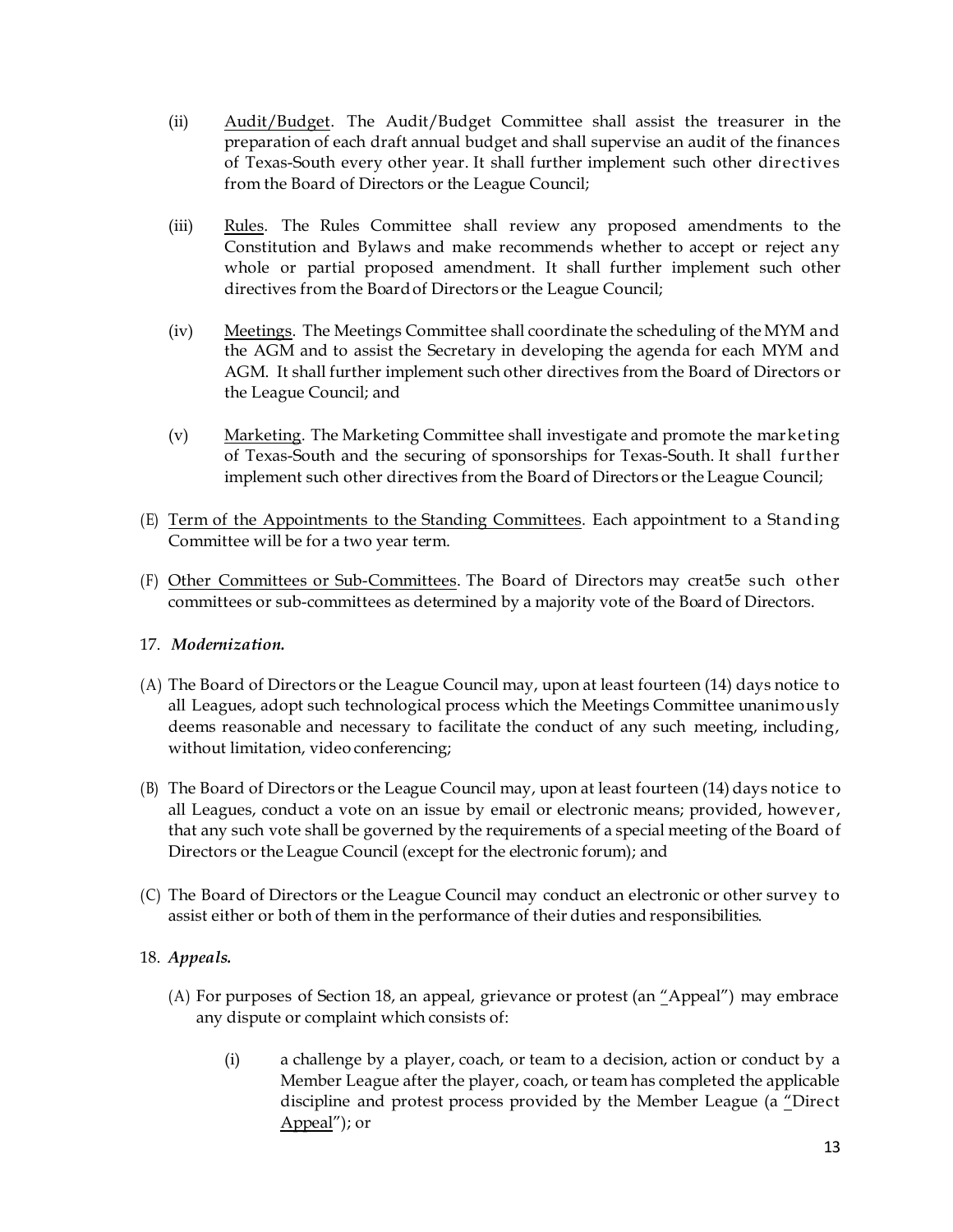(ii) Audit/Budget. The Audit/Budget Committee shall assist the treasurer in the preparation of each draft annual budget and shall supervise an audit of the finances of Texas-South every other year. It shall further implement such other directives from the Board of Directors or the League Council;

(iii) Rules. The Rules Committee shall review any proposed amendments to the Constitution and Bylaws and make recommends whether to accept or reject any whole or partial proposed amendment. It shall further implement such other directives from the Board of Directors or the League Council;

(iv) Meetings. The Meetings Committee shall coordinate the scheduling of the MYM and the AGM and to assist the Secretary in developing the agenda for each MYM and AGM. It shall further implement such other directives from the Board of Directors or the League Council; and

(v) Marketing. The Marketing Committee shall investigate and promote the marketing of Texas-South and the securing of sponsorships for Texas-South. It shall further implement such other directives from the Board of Directors or the League Council;

(E) Term of the Appointments to the Standing Committees. Each appointment to a Standing Committee will be for a two year term.

(F) Other Committees or Sub-Committees. The Board of Directors may creat5e such other committees or sub-committees as determined by a majority vote of the Board of Directors.

17. ***Modernization.***

(A) The Board of Directors or the League Council may, upon at least fourteen (14) days notice to all Leagues, adopt such technological process which the Meetings Committee unanimously deems reasonable and necessary to facilitate the conduct of any such meeting, including, without limitation, video conferencing;

(B) The Board of Directors or the League Council may, upon at least fourteen (14) days notice to all Leagues, conduct a vote on an issue by email or electronic means; provided, however, that any such vote shall be governed by the requirements of a special meeting of the Board of Directors or the League Council (except for the electronic forum); and

(C) The Board of Directors or the League Council may conduct an electronic or other survey to assist either or both of them in the performance of their duties and responsibilities.

18. ***Appeals.***

(A) For purposes of Section 18, an appeal, grievance or protest (an "Appeal") may embrace any dispute or complaint which consists of:

(i) a challenge by a player, coach, or team to a decision, action or conduct by a Member League after the player, coach, or team has completed the applicable discipline and protest process provided by the Member League (a "Direct Appeal"); or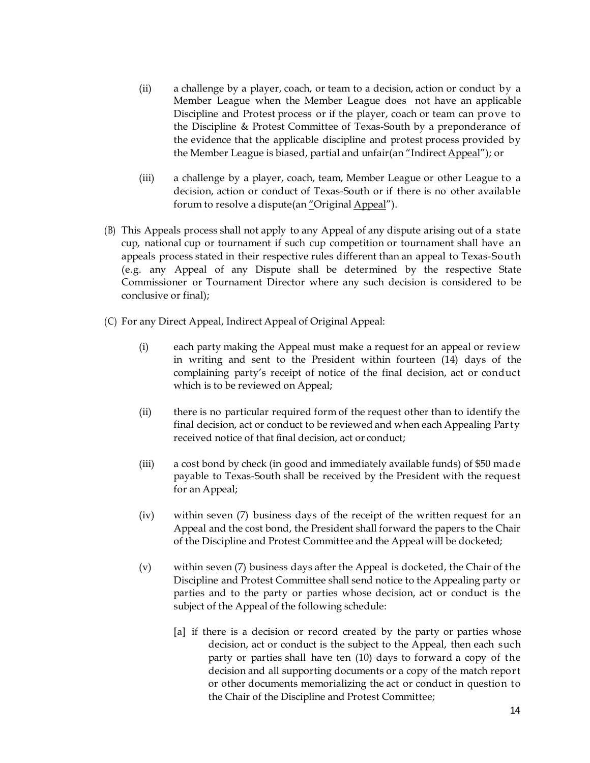(ii) a challenge by a player, coach, or team to a decision, action or conduct by a Member League when the Member League does not have an applicable Discipline and Protest process or if the player, coach or team can prove to the Discipline & Protest Committee of Texas-South by a preponderance of the evidence that the applicable discipline and protest process provided by the Member League is biased, partial and unfair(an "Indirect Appeal"); or

(iii) a challenge by a player, coach, team, Member League or other League to a decision, action or conduct of Texas-South or if there is no other available forum to resolve a dispute(an "Original Appeal").

(B) This Appeals process shall not apply to any Appeal of any dispute arising out of a state cup, national cup or tournament if such cup competition or tournament shall have an appeals process stated in their respective rules different than an appeal to Texas-South (e.g. any Appeal of any Dispute shall be determined by the respective State Commissioner or Tournament Director where any such decision is considered to be conclusive or final);

(C) For any Direct Appeal, Indirect Appeal of Original Appeal:

(i) each party making the Appeal must make a request for an appeal or review in writing and sent to the President within fourteen (14) days of the complaining party's receipt of notice of the final decision, act or conduct which is to be reviewed on Appeal;

(ii) there is no particular required form of the request other than to identify the final decision, act or conduct to be reviewed and when each Appealing Party received notice of that final decision, act or conduct;

(iii) a cost bond by check (in good and immediately available funds) of $50 made payable to Texas-South shall be received by the President with the request for an Appeal;

(iv) within seven (7) business days of the receipt of the written request for an Appeal and the cost bond, the President shall forward the papers to the Chair of the Discipline and Protest Committee and the Appeal will be docketed;

(v) within seven (7) business days after the Appeal is docketed, the Chair of the Discipline and Protest Committee shall send notice to the Appealing party or parties and to the party or parties whose decision, act or conduct is the subject of the Appeal of the following schedule:

[a] if there is a decision or record created by the party or parties whose decision, act or conduct is the subject to the Appeal, then each such party or parties shall have ten (10) days to forward a copy of the decision and all supporting documents or a copy of the match report or other documents memorializing the act or conduct in question to the Chair of the Discipline and Protest Committee;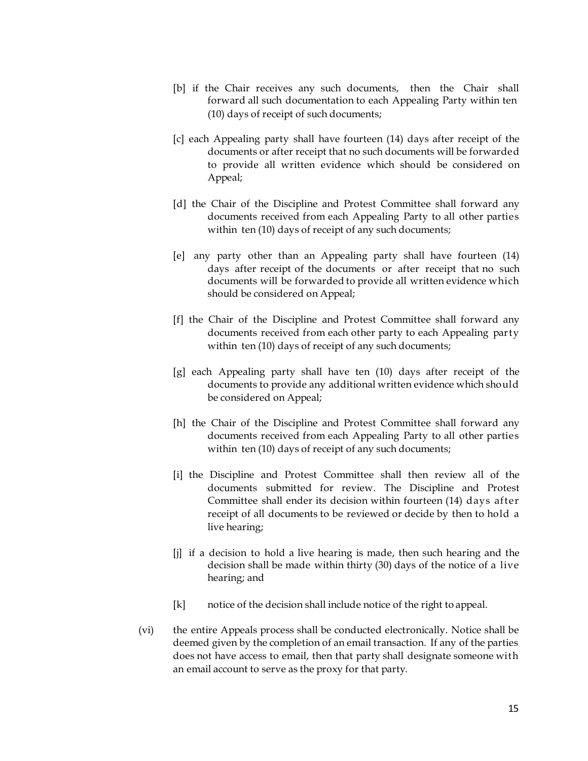[b] if the Chair receives any such documents, then the Chair shall forward all such documentation to each Appealing Party within ten (10) days of receipt of such documents;

[c] each Appealing party shall have fourteen (14) days after receipt of the documents or after receipt that no such documents will be forwarded to provide all written evidence which should be considered on Appeal;

[d] the Chair of the Discipline and Protest Committee shall forward any documents received from each Appealing Party to all other parties within ten (10) days of receipt of any such documents;

[e] any party other than an Appealing party shall have fourteen (14) days after receipt of the documents or after receipt that no such documents will be forwarded to provide all written evidence which should be considered on Appeal;

[f] the Chair of the Discipline and Protest Committee shall forward any documents received from each other party to each Appealing party within ten (10) days of receipt of any such documents;

[g] each Appealing party shall have ten (10) days after receipt of the documents to provide any additional written evidence which should be considered on Appeal;

[h] the Chair of the Discipline and Protest Committee shall forward any documents received from each Appealing Party to all other parties within ten (10) days of receipt of any such documents;

[i] the Discipline and Protest Committee shall then review all of the documents submitted for review. The Discipline and Protest Committee shall ender its decision within fourteen (14) days after receipt of all documents to be reviewed or decide by then to hold a live hearing;

[j] if a decision to hold a live hearing is made, then such hearing and the decision shall be made within thirty (30) days of the notice of a live hearing; and

[k] notice of the decision shall include notice of the right to appeal.

(vi) the entire Appeals process shall be conducted electronically. Notice shall be deemed given by the completion of an email transaction. If any of the parties does not have access to email, then that party shall designate someone with an email account to serve as the proxy for that party.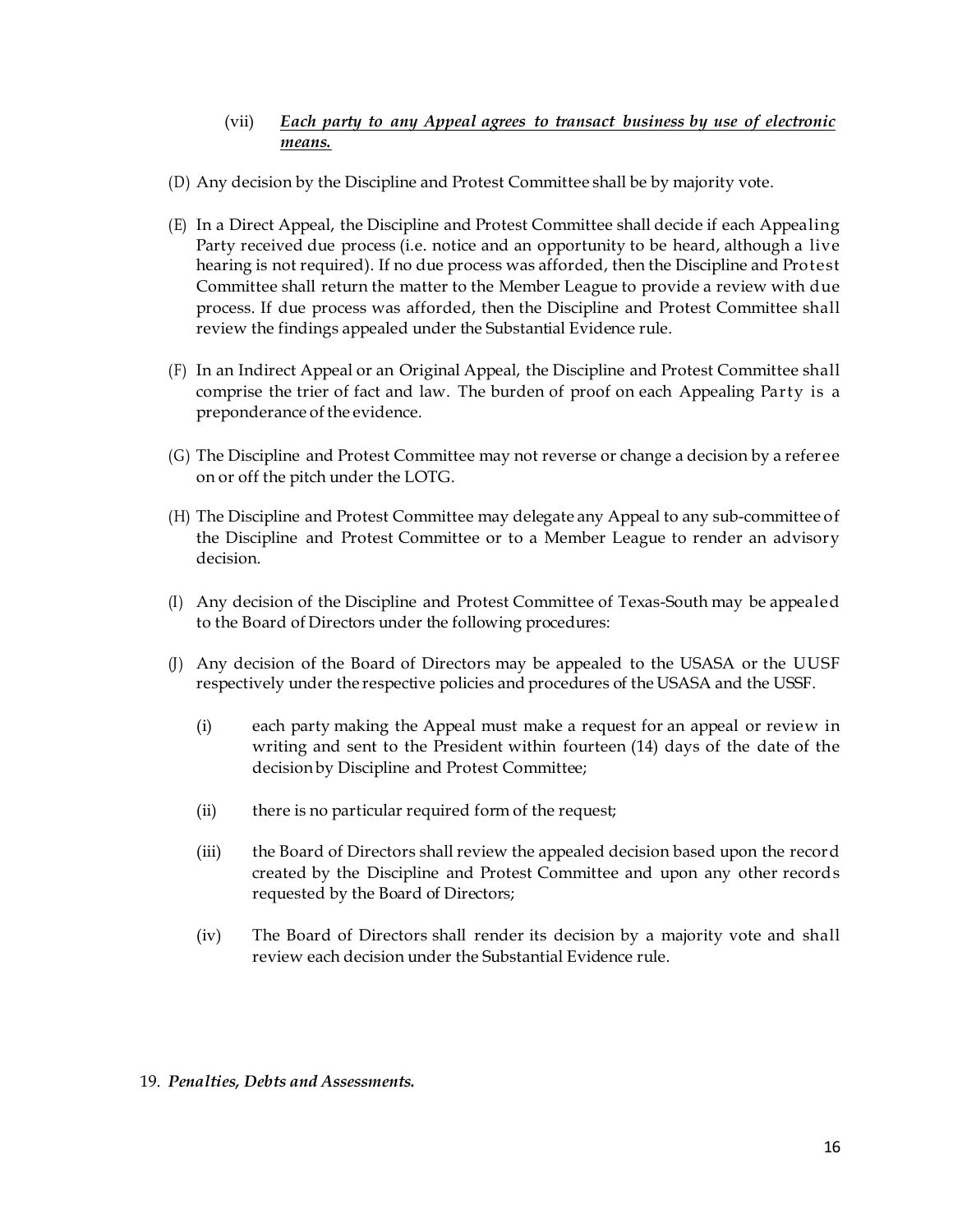(vii) ***Each party to any Appeal agrees to transact business by use of electronic means.***

(D) Any decision by the Discipline and Protest Committee shall be by majority vote.

(E) In a Direct Appeal, the Discipline and Protest Committee shall decide if each Appealing Party received due process (i.e. notice and an opportunity to be heard, although a live hearing is not required). If no due process was afforded, then the Discipline and Protest Committee shall return the matter to the Member League to provide a review with due process. If due process was afforded, then the Discipline and Protest Committee shall review the findings appealed under the Substantial Evidence rule.

(F) In an Indirect Appeal or an Original Appeal, the Discipline and Protest Committee shall comprise the trier of fact and law. The burden of proof on each Appealing Party is a preponderance of the evidence.

(G) The Discipline and Protest Committee may not reverse or change a decision by a referee on or off the pitch under the LOTG.

(H) The Discipline and Protest Committee may delegate any Appeal to any sub-committee of the Discipline and Protest Committee or to a Member League to render an advisory decision.

(I) Any decision of the Discipline and Protest Committee of Texas-South may be appealed to the Board of Directors under the following procedures:

(J) Any decision of the Board of Directors may be appealed to the USASA or the UUSF respectively under the respective policies and procedures of the USASA and the USSF.

(i) each party making the Appeal must make a request for an appeal or review in writing and sent to the President within fourteen (14) days of the date of the decision by Discipline and Protest Committee;

(ii) there is no particular required form of the request;

(iii) the Board of Directors shall review the appealed decision based upon the record created by the Discipline and Protest Committee and upon any other records requested by the Board of Directors;

(iv) The Board of Directors shall render its decision by a majority vote and shall review each decision under the Substantial Evidence rule.

19. ***Penalties, Debts and Assessments.***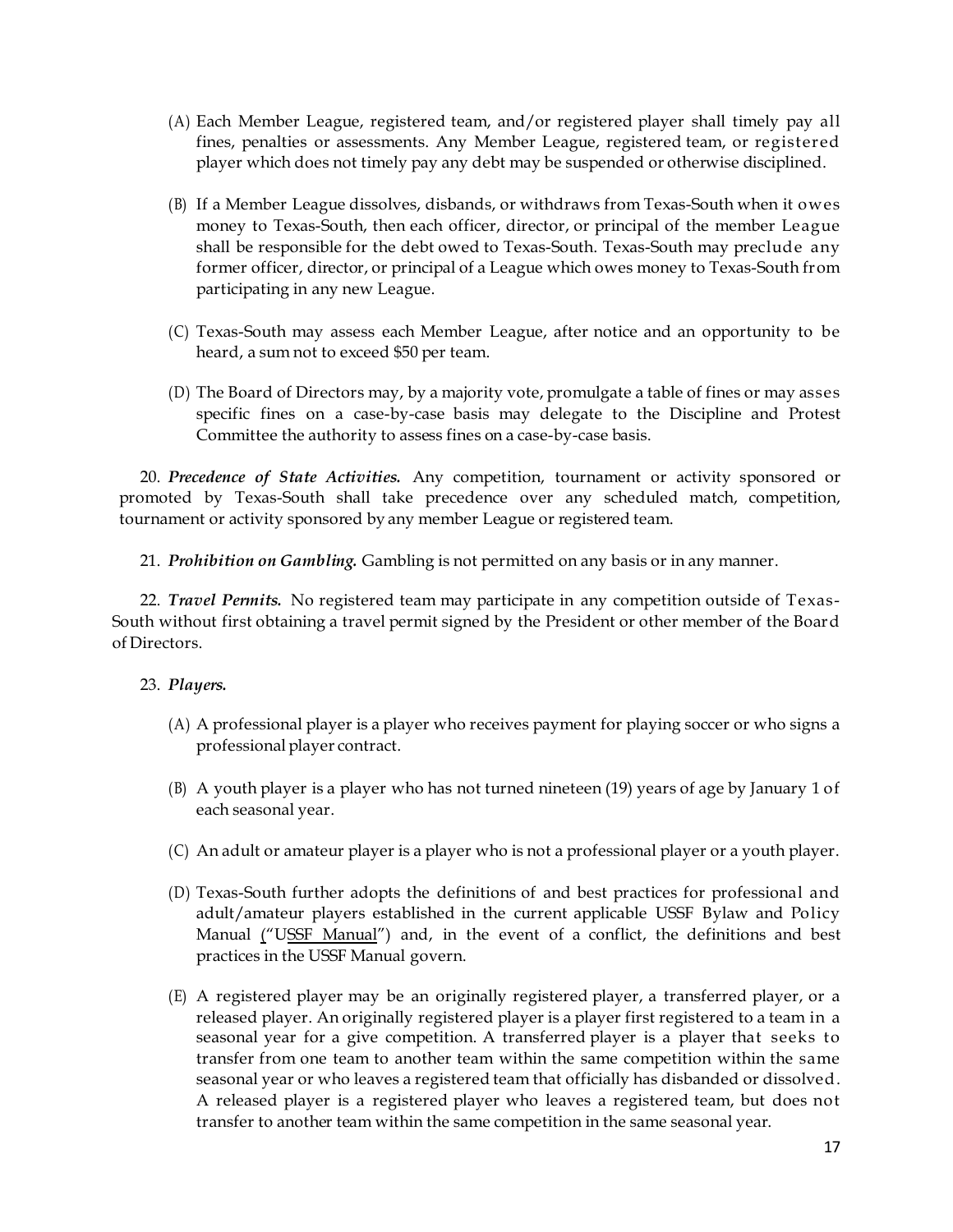(A) Each Member League, registered team, and/or registered player shall timely pay all fines, penalties or assessments. Any Member League, registered team, or registered player which does not timely pay any debt may be suspended or otherwise disciplined.

(B) If a Member League dissolves, disbands, or withdraws from Texas-South when it owes money to Texas-South, then each officer, director, or principal of the member League shall be responsible for the debt owed to Texas-South. Texas-South may preclude any former officer, director, or principal of a League which owes money to Texas-South from participating in any new League.

(C) Texas-South may assess each Member League, after notice and an opportunity to be heard, a sum not to exceed $50 per team.

(D) The Board of Directors may, by a majority vote, promulgate a table of fines or may asses specific fines on a case-by-case basis may delegate to the Discipline and Protest Committee the authority to assess fines on a case-by-case basis.

20. ***Precedence of State Activities.*** Any competition, tournament or activity sponsored or promoted by Texas-South shall take precedence over any scheduled match, competition, tournament or activity sponsored by any member League or registered team.

21. ***Prohibition on Gambling.*** Gambling is not permitted on any basis or in any manner.

22. ***Travel Permits.*** No registered team may participate in any competition outside of Texas-South without first obtaining a travel permit signed by the President or other member of the Board of Directors.

23. ***Players.***

(A) A professional player is a player who receives payment for playing soccer or who signs a professional player contract.

(B) A youth player is a player who has not turned nineteen (19) years of age by January 1 of each seasonal year.

(C) An adult or amateur player is a player who is not a professional player or a youth player.

(D) Texas-South further adopts the definitions of and best practices for professional and adult/amateur players established in the current applicable USSF Bylaw and Policy Manual ("USSF Manual") and, in the event of a conflict, the definitions and best practices in the USSF Manual govern.

(E) A registered player may be an originally registered player, a transferred player, or a released player. An originally registered player is a player first registered to a team in a seasonal year for a give competition. A transferred player is a player that seeks to transfer from one team to another team within the same competition within the same seasonal year or who leaves a registered team that officially has disbanded or dissolved. A released player is a registered player who leaves a registered team, but does not transfer to another team within the same competition in the same seasonal year.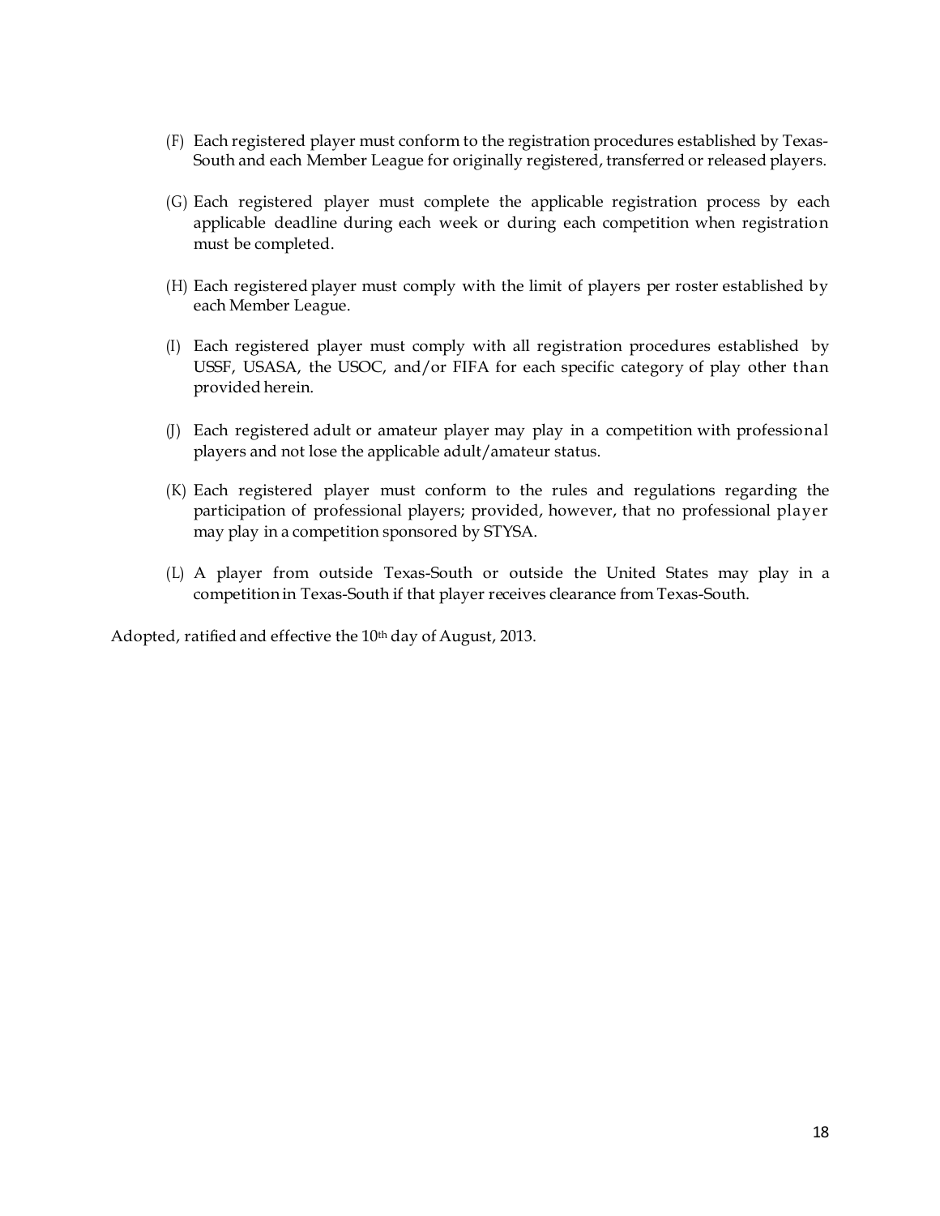(F) Each registered player must conform to the registration procedures established by Texas-South and each Member League for originally registered, transferred or released players.

(G) Each registered player must complete the applicable registration process by each applicable deadline during each week or during each competition when registration must be completed.

(H) Each registered player must comply with the limit of players per roster established by each Member League.

(I) Each registered player must comply with all registration procedures established by USSF, USASA, the USOC, and/or FIFA for each specific category of play other than provided herein.

(J) Each registered adult or amateur player may play in a competition with professional players and not lose the applicable adult/amateur status.

(K) Each registered player must conform to the rules and regulations regarding the participation of professional players; provided, however, that no professional player may play in a competition sponsored by STYSA.

(L) A player from outside Texas-South or outside the United States may play in a competition in Texas-South if that player receives clearance from Texas-South.

Adopted, ratified and effective the 10th day of August, 2013.